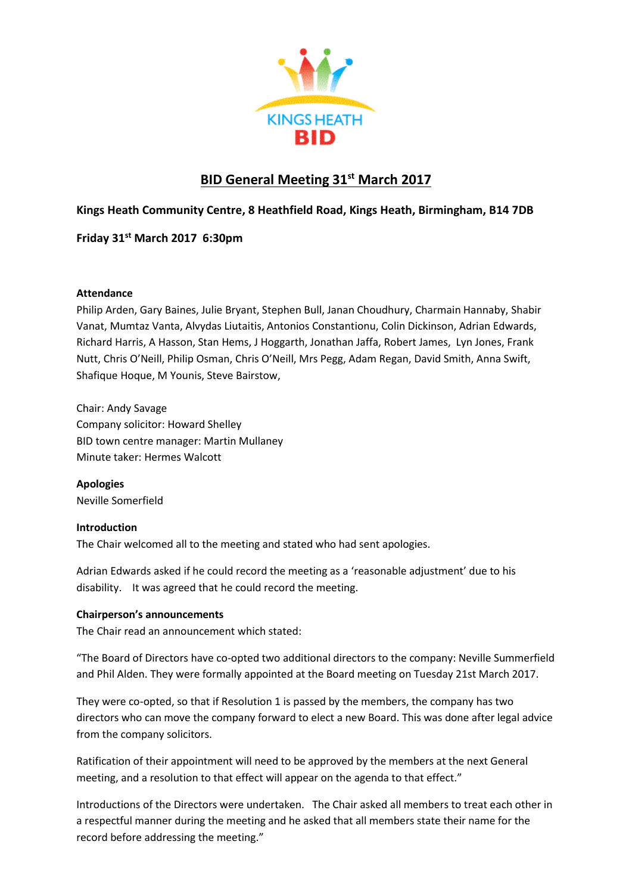KINGS HEATH BID

# BID General Meeting 31st March 2017

**Kings Heath Community Centre, 8 Heathfield Road, Kings Heath, Birmingham, B14 7DB**

**Friday 31st March 2017 6:30pm**

**Attendance**

Philip Arden, Gary Baines, Julie Bryant, Stephen Bull, Janan Choudhury, Charmain Hannaby, Shabir Vanat, Mumtaz Vanta, Alvydas Liutaitis, Antonios Constantionu, Colin Dickinson, Adrian Edwards, Richard Harris, A Hasson, Stan Hems, J Hoggarth, Jonathan Jaffa, Robert James, Lyn Jones, Frank Nutt, Chris O'Neill, Philip Osman, Chris O'Neill, Mrs Pegg, Adam Regan, David Smith, Anna Swift, Shafique Hoque, M Younis, Steve Bairstow,

Chair: Andy Savage
Company solicitor: Howard Shelley
BID town centre manager: Martin Mullaney
Minute taker: Hermes Walcott

**Apologies**

Neville Somerfield

**Introduction**

The Chair welcomed all to the meeting and stated who had sent apologies.

Adrian Edwards asked if he could record the meeting as a 'reasonable adjustment' due to his disability. It was agreed that he could record the meeting.

**Chairperson's announcements**

The Chair read an announcement which stated:

"The Board of Directors have co-opted two additional directors to the company: Neville Summerfield and Phil Alden. They were formally appointed at the Board meeting on Tuesday 21st March 2017.

They were co-opted, so that if Resolution 1 is passed by the members, the company has two directors who can move the company forward to elect a new Board. This was done after legal advice from the company solicitors.

Ratification of their appointment will need to be approved by the members at the next General meeting, and a resolution to that effect will appear on the agenda to that effect."

Introductions of the Directors were undertaken. The Chair asked all members to treat each other in a respectful manner during the meeting and he asked that all members state their name for the record before addressing the meeting."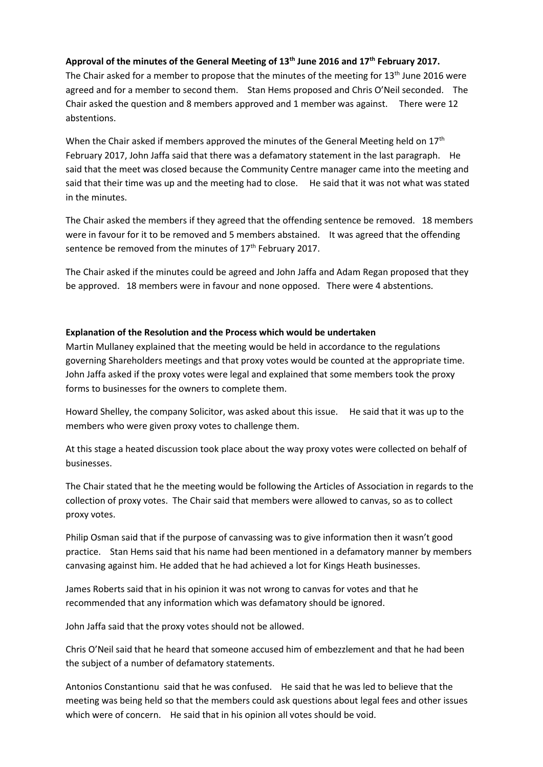**Approval of the minutes of the General Meeting of 13th June 2016 and 17th February 2017.**

The Chair asked for a member to propose that the minutes of the meeting for 13th June 2016 were agreed and for a member to second them. Stan Hems proposed and Chris O'Neil seconded. The Chair asked the question and 8 members approved and 1 member was against. There were 12 abstentions.

When the Chair asked if members approved the minutes of the General Meeting held on 17th February 2017, John Jaffa said that there was a defamatory statement in the last paragraph. He said that the meet was closed because the Community Centre manager came into the meeting and said that their time was up and the meeting had to close. He said that it was not what was stated in the minutes.

The Chair asked the members if they agreed that the offending sentence be removed. 18 members were in favour for it to be removed and 5 members abstained. It was agreed that the offending sentence be removed from the minutes of 17th February 2017.

The Chair asked if the minutes could be agreed and John Jaffa and Adam Regan proposed that they be approved. 18 members were in favour and none opposed. There were 4 abstentions.

**Explanation of the Resolution and the Process which would be undertaken**

Martin Mullaney explained that the meeting would be held in accordance to the regulations governing Shareholders meetings and that proxy votes would be counted at the appropriate time. John Jaffa asked if the proxy votes were legal and explained that some members took the proxy forms to businesses for the owners to complete them.

Howard Shelley, the company Solicitor, was asked about this issue. He said that it was up to the members who were given proxy votes to challenge them.

At this stage a heated discussion took place about the way proxy votes were collected on behalf of businesses.

The Chair stated that he the meeting would be following the Articles of Association in regards to the collection of proxy votes. The Chair said that members were allowed to canvas, so as to collect proxy votes.

Philip Osman said that if the purpose of canvassing was to give information then it wasn't good practice. Stan Hems said that his name had been mentioned in a defamatory manner by members canvasing against him. He added that he had achieved a lot for Kings Heath businesses.

James Roberts said that in his opinion it was not wrong to canvas for votes and that he recommended that any information which was defamatory should be ignored.

John Jaffa said that the proxy votes should not be allowed.

Chris O'Neil said that he heard that someone accused him of embezzlement and that he had been the subject of a number of defamatory statements.

Antonios Constantionu said that he was confused. He said that he was led to believe that the meeting was being held so that the members could ask questions about legal fees and other issues which were of concern. He said that in his opinion all votes should be void.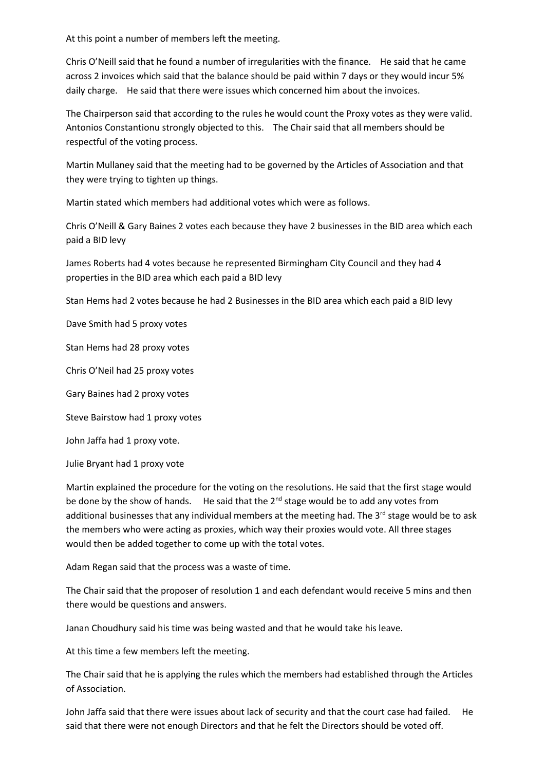At this point a number of members left the meeting.

Chris O'Neill said that he found a number of irregularities with the finance. He said that he came across 2 invoices which said that the balance should be paid within 7 days or they would incur 5% daily charge. He said that there were issues which concerned him about the invoices.

The Chairperson said that according to the rules he would count the Proxy votes as they were valid. Antonios Constantionu strongly objected to this. The Chair said that all members should be respectful of the voting process.

Martin Mullaney said that the meeting had to be governed by the Articles of Association and that they were trying to tighten up things.

Martin stated which members had additional votes which were as follows.

Chris O'Neill & Gary Baines 2 votes each because they have 2 businesses in the BID area which each paid a BID levy

James Roberts had 4 votes because he represented Birmingham City Council and they had 4 properties in the BID area which each paid a BID levy

Stan Hems had 2 votes because he had 2 Businesses in the BID area which each paid a BID levy

Dave Smith had 5 proxy votes

Stan Hems had 28 proxy votes

Chris O'Neil had 25 proxy votes

Gary Baines had 2 proxy votes

Steve Bairstow had 1 proxy votes

John Jaffa had 1 proxy vote.

Julie Bryant had 1 proxy vote

Martin explained the procedure for the voting on the resolutions. He said that the first stage would be done by the show of hands. He said that the 2nd stage would be to add any votes from additional businesses that any individual members at the meeting had. The 3rd stage would be to ask the members who were acting as proxies, which way their proxies would vote. All three stages would then be added together to come up with the total votes.

Adam Regan said that the process was a waste of time.

The Chair said that the proposer of resolution 1 and each defendant would receive 5 mins and then there would be questions and answers.

Janan Choudhury said his time was being wasted and that he would take his leave.

At this time a few members left the meeting.

The Chair said that he is applying the rules which the members had established through the Articles of Association.

John Jaffa said that there were issues about lack of security and that the court case had failed. He said that there were not enough Directors and that he felt the Directors should be voted off.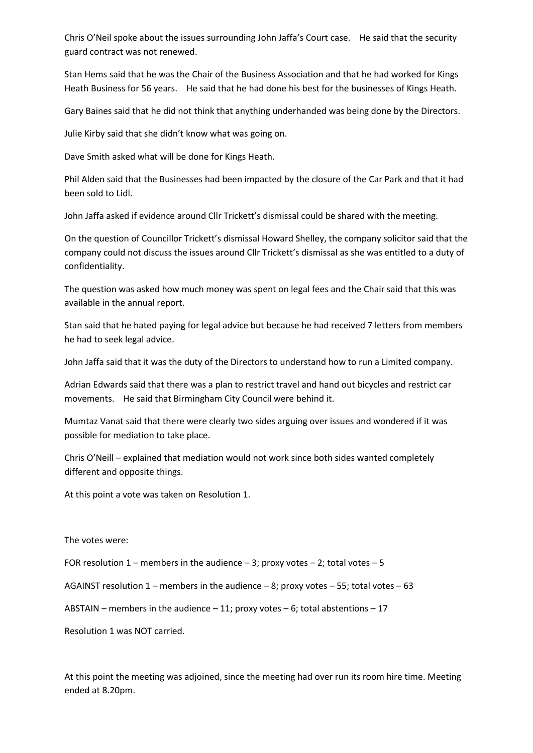Chris O'Neil spoke about the issues surrounding John Jaffa's Court case. He said that the security guard contract was not renewed.

Stan Hems said that he was the Chair of the Business Association and that he had worked for Kings Heath Business for 56 years. He said that he had done his best for the businesses of Kings Heath.

Gary Baines said that he did not think that anything underhanded was being done by the Directors.

Julie Kirby said that she didn't know what was going on.

Dave Smith asked what will be done for Kings Heath.

Phil Alden said that the Businesses had been impacted by the closure of the Car Park and that it had been sold to Lidl.

John Jaffa asked if evidence around Cllr Trickett's dismissal could be shared with the meeting.

On the question of Councillor Trickett's dismissal Howard Shelley, the company solicitor said that the company could not discuss the issues around Cllr Trickett's dismissal as she was entitled to a duty of confidentiality.

The question was asked how much money was spent on legal fees and the Chair said that this was available in the annual report.

Stan said that he hated paying for legal advice but because he had received 7 letters from members he had to seek legal advice.

John Jaffa said that it was the duty of the Directors to understand how to run a Limited company.

Adrian Edwards said that there was a plan to restrict travel and hand out bicycles and restrict car movements. He said that Birmingham City Council were behind it.

Mumtaz Vanat said that there were clearly two sides arguing over issues and wondered if it was possible for mediation to take place.

Chris O'Neill – explained that mediation would not work since both sides wanted completely different and opposite things.

At this point a vote was taken on Resolution 1.

The votes were:

FOR resolution 1 – members in the audience – 3; proxy votes – 2; total votes – 5

AGAINST resolution 1 – members in the audience – 8; proxy votes – 55; total votes – 63

ABSTAIN – members in the audience – 11; proxy votes – 6; total abstentions – 17

Resolution 1 was NOT carried.

At this point the meeting was adjoined, since the meeting had over run its room hire time. Meeting ended at 8.20pm.